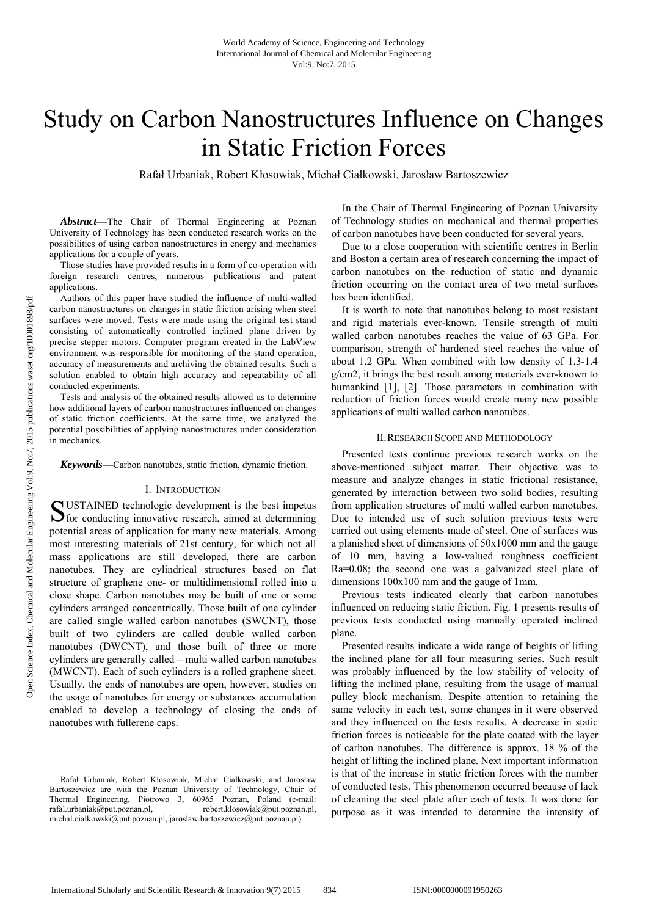# Study on Carbon Nanostructures Influence on Changes in Static Friction Forces

Rafał Urbaniak, Robert Kłosowiak, Michał Ciałkowski, Jarosław Bartoszewicz

***Abstract*—**The Chair of Thermal Engineering at Poznan University of Technology has been conducted research works on the possibilities of using carbon nanostructures in energy and mechanics applications for a couple of years.

Those studies have provided results in a form of co-operation with foreign research centres, numerous publications and patent applications.

Authors of this paper have studied the influence of multi-walled carbon nanostructures on changes in static friction arising when steel surfaces were moved. Tests were made using the original test stand consisting of automatically controlled inclined plane driven by precise stepper motors. Computer program created in the LabView environment was responsible for monitoring of the stand operation, accuracy of measurements and archiving the obtained results. Such a solution enabled to obtain high accuracy and repeatability of all conducted experiments.

Tests and analysis of the obtained results allowed us to determine how additional layers of carbon nanostructures influenced on changes of static friction coefficients. At the same time, we analyzed the potential possibilities of applying nanostructures under consideration in mechanics.

***Keywords*—**Carbon nanotubes, static friction, dynamic friction.

## I. Introduction

SUSTAINED technologic development is the best impetus for conducting innovative research, aimed at determining potential areas of application for many new materials. Among most interesting materials of 21st century, for which not all mass applications are still developed, there are carbon nanotubes. They are cylindrical structures based on flat structure of graphene one- or multidimensional rolled into a close shape. Carbon nanotubes may be built of one or some cylinders arranged concentrically. Those built of one cylinder are called single walled carbon nanotubes (SWCNT), those built of two cylinders are called double walled carbon nanotubes (DWCNT), and those built of three or more cylinders are generally called – multi walled carbon nanotubes (MWCNT). Each of such cylinders is a rolled graphene sheet. Usually, the ends of nanotubes are open, however, studies on the usage of nanotubes for energy or substances accumulation enabled to develop a technology of closing the ends of nanotubes with fullerene caps.

Rafał Urbaniak, Robert Kłosowiak, Michał Ciałkowski, and Jarosław Bartoszewicz are with the Poznan University of Technology, Chair of Thermal Engineering, Piotrowo 3, 60965 Poznan, Poland (e-mail: rafal.urbaniak@put.poznan.pl, robert.klosowiak@put.poznan.pl, michal.cialkowski@put.poznan.pl, jaroslaw.bartoszewicz@put.poznan.pl).

In the Chair of Thermal Engineering of Poznan University of Technology studies on mechanical and thermal properties of carbon nanotubes have been conducted for several years.

Due to a close cooperation with scientific centres in Berlin and Boston a certain area of research concerning the impact of carbon nanotubes on the reduction of static and dynamic friction occurring on the contact area of two metal surfaces has been identified.

It is worth to note that nanotubes belong to most resistant and rigid materials ever-known. Tensile strength of multi walled carbon nanotubes reaches the value of 63 GPa. For comparison, strength of hardened steel reaches the value of about 1.2 GPa. When combined with low density of 1.3-1.4 g/cm2, it brings the best result among materials ever-known to humankind [1], [2]. Those parameters in combination with reduction of friction forces would create many new possible applications of multi walled carbon nanotubes.

## II. Research Scope and Methodology

Presented tests continue previous research works on the above-mentioned subject matter. Their objective was to measure and analyze changes in static frictional resistance, generated by interaction between two solid bodies, resulting from application structures of multi walled carbon nanotubes. Due to intended use of such solution previous tests were carried out using elements made of steel. One of surfaces was a planished sheet of dimensions of 50x1000 mm and the gauge of 10 mm, having a low-valued roughness coefficient Ra=0.08; the second one was a galvanized steel plate of dimensions 100x100 mm and the gauge of 1mm.

Previous tests indicated clearly that carbon nanotubes influenced on reducing static friction. Fig. 1 presents results of previous tests conducted using manually operated inclined plane.

Presented results indicate a wide range of heights of lifting the inclined plane for all four measuring series. Such result was probably influenced by the low stability of velocity of lifting the inclined plane, resulting from the usage of manual pulley block mechanism. Despite attention to retaining the same velocity in each test, some changes in it were observed and they influenced on the tests results. A decrease in static friction forces is noticeable for the plate coated with the layer of carbon nanotubes. The difference is approx. 18 % of the height of lifting the inclined plane. Next important information is that of the increase in static friction forces with the number of conducted tests. This phenomenon occurred because of lack of cleaning the steel plate after each of tests. It was done for purpose as it was intended to determine the intensity of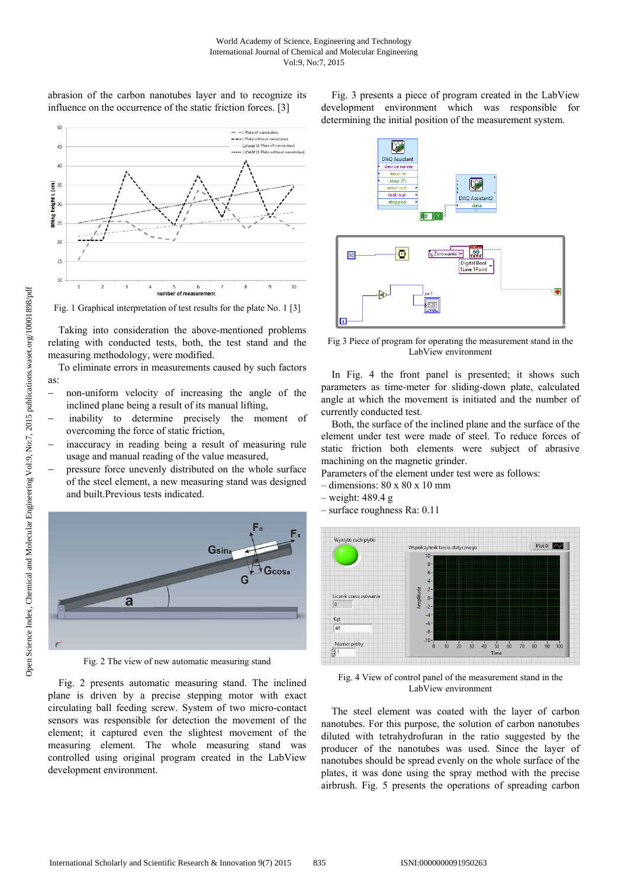abrasion of the carbon nanotubes layer and to recognize its influence on the occurrence of the static friction forces. [3]

Fig. 1 Graphical interpretation of test results for the plate No. 1 [3]

Taking into consideration the above-mentioned problems relating with conducted tests, both, the test stand and the measuring methodology, were modified.

To eliminate errors in measurements caused by such factors as:

- non-uniform velocity of increasing the angle of the inclined plane being a result of its manual lifting,
- inability to determine precisely the moment of overcoming the force of static friction,
- inaccuracy in reading being a result of measuring rule usage and manual reading of the value measured,
- pressure force unevenly distributed on the whole surface of the steel element, a new measuring stand was designed and built.Previous tests indicated.

Fig. 2 The view of new automatic measuring stand

Fig. 2 presents automatic measuring stand. The inclined plane is driven by a precise stepping motor with exact circulating ball feeding screw. System of two micro-contact sensors was responsible for detection the movement of the element; it captured even the slightest movement of the measuring element. The whole measuring stand was controlled using original program created in the LabView development environment.

Fig. 3 presents a piece of program created in the LabView development environment which was responsible for determining the initial position of the measurement system.

Fig 3 Piece of program for operating the measurement stand in the LabView environment

In Fig. 4 the front panel is presented; it shows such parameters as time-meter for sliding-down plate, calculated angle at which the movement is initiated and the number of currently conducted test.

Both, the surface of the inclined plane and the surface of the element under test were made of steel. To reduce forces of static friction both elements were subject of abrasive machining on the magnetic grinder.

Parameters of the element under test were as follows:

– dimensions: 80 x 80 x 10 mm

– weight: 489.4 g

– surface roughness Ra: 0.11

Fig. 4 View of control panel of the measurement stand in the LabView environment

The steel element was coated with the layer of carbon nanotubes. For this purpose, the solution of carbon nanotubes diluted with tetrahydrofuran in the ratio suggested by the producer of the nanotubes was used. Since the layer of nanotubes should be spread evenly on the whole surface of the plates, it was done using the spray method with the precise airbrush. Fig. 5 presents the operations of spreading carbon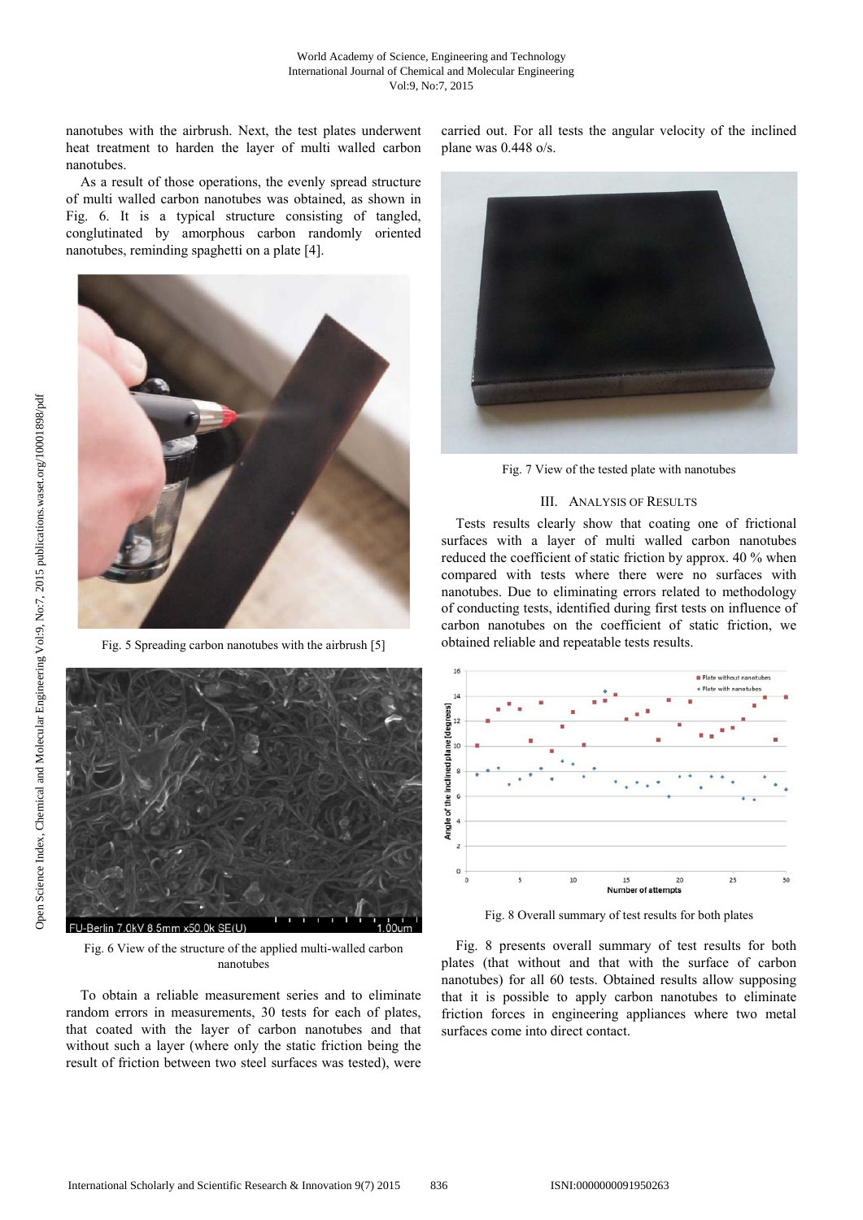nanotubes with the airbrush. Next, the test plates underwent heat treatment to harden the layer of multi walled carbon nanotubes.

As a result of those operations, the evenly spread structure of multi walled carbon nanotubes was obtained, as shown in Fig. 6. It is a typical structure consisting of tangled, conglutinated by amorphous carbon randomly oriented nanotubes, reminding spaghetti on a plate [4].

Fig. 5 Spreading carbon nanotubes with the airbrush [5]

Fig. 6 View of the structure of the applied multi-walled carbon nanotubes

To obtain a reliable measurement series and to eliminate random errors in measurements, 30 tests for each of plates, that coated with the layer of carbon nanotubes and that without such a layer (where only the static friction being the result of friction between two steel surfaces was tested), were carried out. For all tests the angular velocity of the inclined plane was 0.448 o/s.

Fig. 7 View of the tested plate with nanotubes

## III. Analysis of Results

Tests results clearly show that coating one of frictional surfaces with a layer of multi walled carbon nanotubes reduced the coefficient of static friction by approx. 40 % when compared with tests where there were no surfaces with nanotubes. Due to eliminating errors related to methodology of conducting tests, identified during first tests on influence of carbon nanotubes on the coefficient of static friction, we obtained reliable and repeatable tests results.

Fig. 8 Overall summary of test results for both plates

Fig. 8 presents overall summary of test results for both plates (that without and that with the surface of carbon nanotubes) for all 60 tests. Obtained results allow supposing that it is possible to apply carbon nanotubes to eliminate friction forces in engineering appliances where two metal surfaces come into direct contact.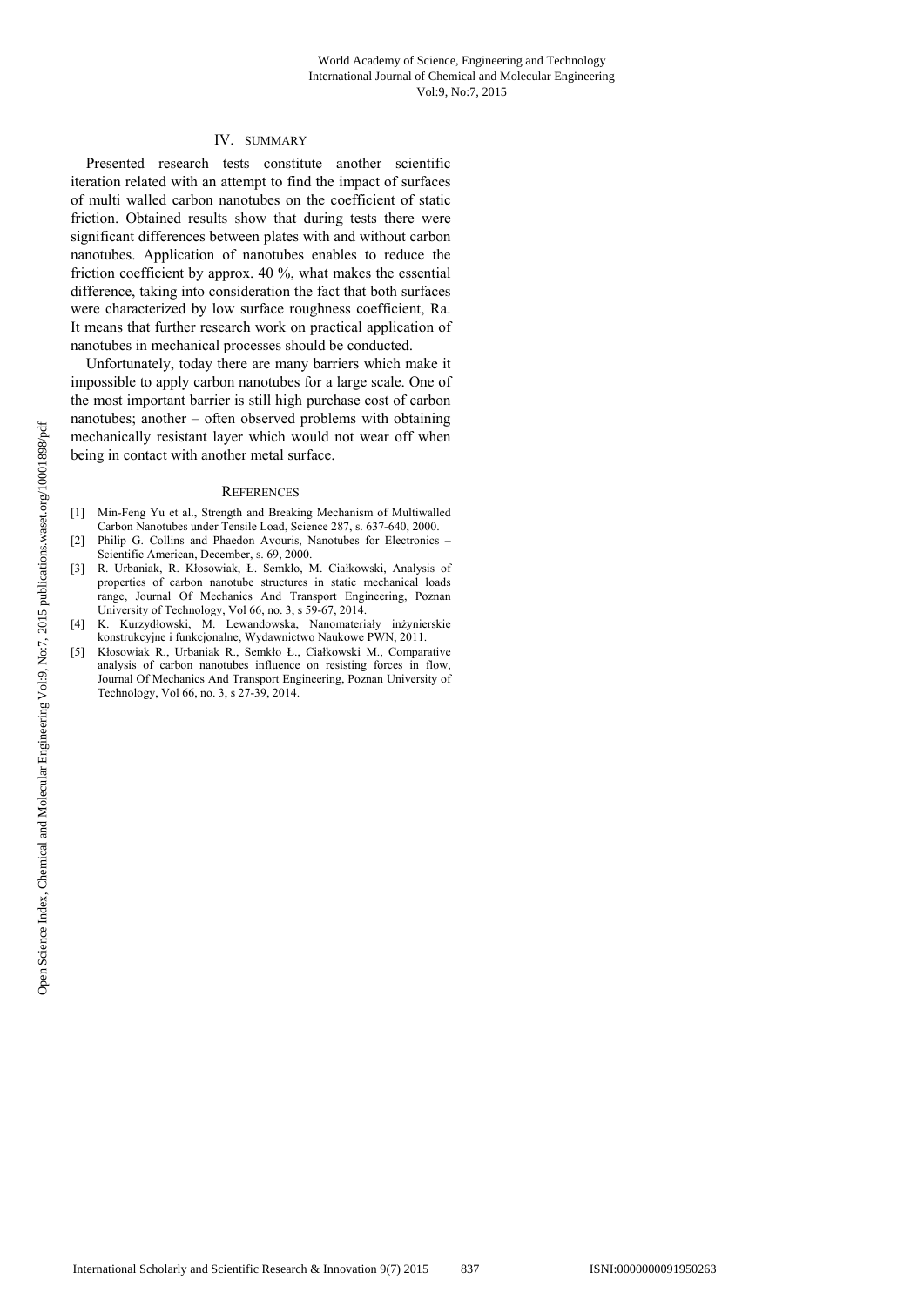## IV. SUMMARY

Presented research tests constitute another scientific iteration related with an attempt to find the impact of surfaces of multi walled carbon nanotubes on the coefficient of static friction. Obtained results show that during tests there were significant differences between plates with and without carbon nanotubes. Application of nanotubes enables to reduce the friction coefficient by approx. 40 %, what makes the essential difference, taking into consideration the fact that both surfaces were characterized by low surface roughness coefficient, Ra. It means that further research work on practical application of nanotubes in mechanical processes should be conducted.

Unfortunately, today there are many barriers which make it impossible to apply carbon nanotubes for a large scale. One of the most important barrier is still high purchase cost of carbon nanotubes; another – often observed problems with obtaining mechanically resistant layer which would not wear off when being in contact with another metal surface.

## REFERENCES

[1] Min-Feng Yu et al., Strength and Breaking Mechanism of Multiwalled Carbon Nanotubes under Tensile Load, Science 287, s. 637-640, 2000.

[2] Philip G. Collins and Phaedon Avouris, Nanotubes for Electronics – Scientific American, December, s. 69, 2000.

[3] R. Urbaniak, R. Kłosowiak, Ł. Semkło, M. Ciałkowski, Analysis of properties of carbon nanotube structures in static mechanical loads range, Journal Of Mechanics And Transport Engineering, Poznan University of Technology, Vol 66, no. 3, s 59-67, 2014.

[4] K. Kurzydłowski, M. Lewandowska, Nanomateriały inżynierskie konstrukcyjne i funkcjonalne, Wydawnictwo Naukowe PWN, 2011.

[5] Kłosowiak R., Urbaniak R., Semkło Ł., Ciałkowski M., Comparative analysis of carbon nanotubes influence on resisting forces in flow, Journal Of Mechanics And Transport Engineering, Poznan University of Technology, Vol 66, no. 3, s 27-39, 2014.